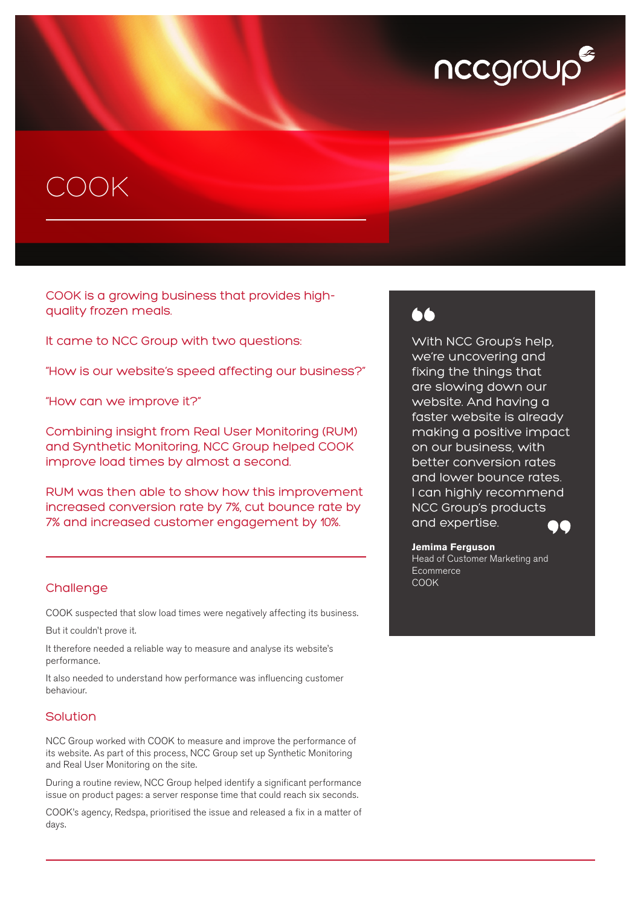# COOK

COOK is a growing business that provides high-quality frozen meals.

It came to NCC Group with two questions:

"How is our website's speed affecting our business?"

"How can we improve it?"

Combining insight from Real User Monitoring (RUM) and Synthetic Monitoring, NCC Group helped COOK improve load times by almost a second.

RUM was then able to show how this improvement increased conversion rate by 7%, cut bounce rate by 7% and increased customer engagement by 10%.

## Challenge

COOK suspected that slow load times were negatively affecting its business.

But it couldn't prove it.

It therefore needed a reliable way to measure and analyse its website's performance.

It also needed to understand how performance was influencing customer behaviour.

## Solution

NCC Group worked with COOK to measure and improve the performance of its website. As part of this process, NCC Group set up Synthetic Monitoring and Real User Monitoring on the site.

During a routine review, NCC Group helped identify a significant performance issue on product pages: a server response time that could reach six seconds.

COOK's agency, Redspa, prioritised the issue and released a fix in a matter of days.

> "With NCC Group's help, we're uncovering and fixing the things that are slowing down our website. And having a faster website is already making a positive impact on our business, with better conversion rates and lower bounce rates. I can highly recommend NCC Group's products and expertise."
>
> **Jemima Ferguson**
> Head of Customer Marketing and Ecommerce
> COOK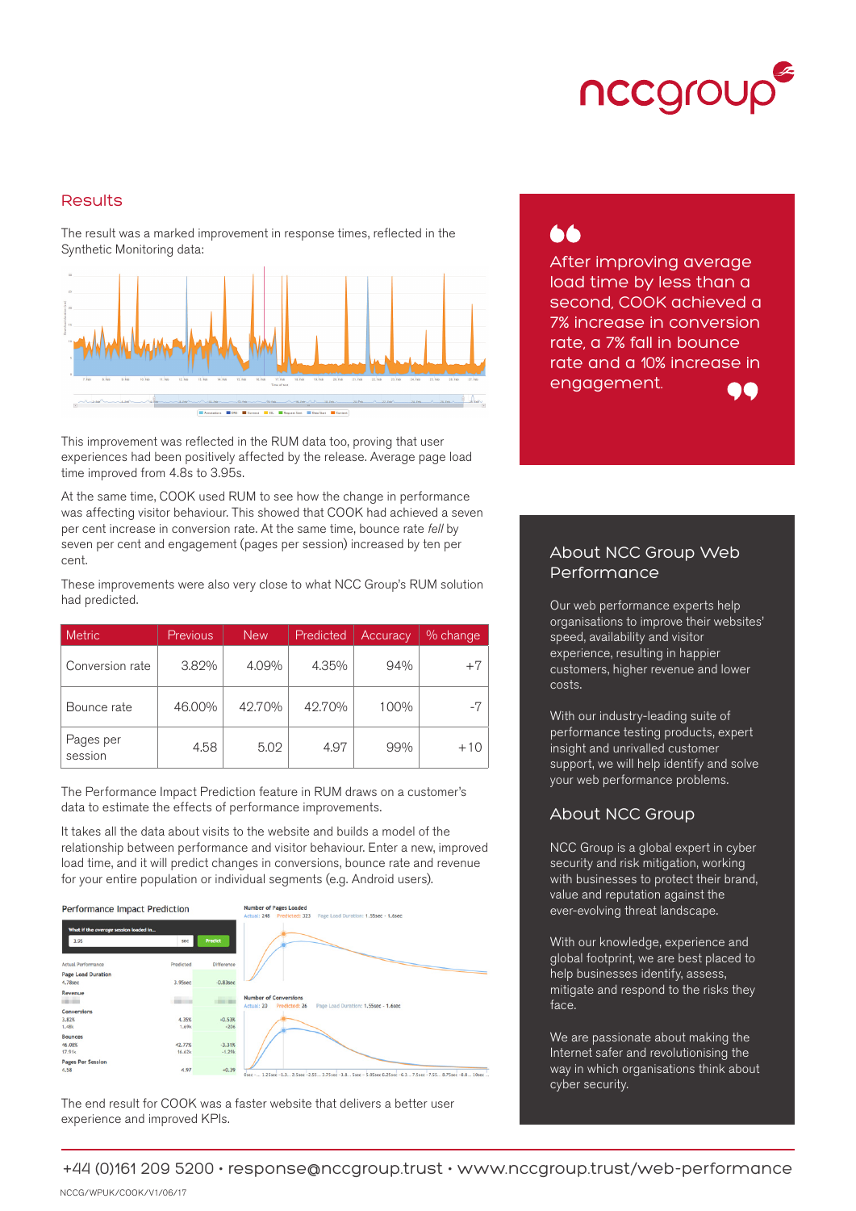## Results

The result was a marked improvement in response times, reflected in the Synthetic Monitoring data:

This improvement was reflected in the RUM data too, proving that user experiences had been positively affected by the release. Average page load time improved from 4.8s to 3.95s.

At the same time, COOK used RUM to see how the change in performance was affecting visitor behaviour. This showed that COOK had achieved a seven per cent increase in conversion rate. At the same time, bounce rate *fell* by seven per cent and engagement (pages per session) increased by ten per cent.

These improvements were also very close to what NCC Group's RUM solution had predicted.

| Metric | Previous | New | Predicted | Accuracy | % change |
|---|---|---|---|---|---|
| Conversion rate | 3.82% | 4.09% | 4.35% | 94% | +7 |
| Bounce rate | 46.00% | 42.70% | 42.70% | 100% | -7 |
| Pages per session | 4.58 | 5.02 | 4.97 | 99% | +10 |

The Performance Impact Prediction feature in RUM draws on a customer's data to estimate the effects of performance improvements.

It takes all the data about visits to the website and builds a model of the relationship between performance and visitor behaviour. Enter a new, improved load time, and it will predict changes in conversions, bounce rate and revenue for your entire population or individual segments (e.g. Android users).

Performance Impact Prediction

The end result for COOK was a faster website that delivers a better user experience and improved KPIs.

> After improving average load time by less than a second, COOK achieved a 7% increase in conversion rate, a 7% fall in bounce rate and a 10% increase in engagement.

### About NCC Group Web Performance

Our web performance experts help organisations to improve their websites' speed, availability and visitor experience, resulting in happier customers, higher revenue and lower costs.

With our industry-leading suite of performance testing products, expert insight and unrivalled customer support, we will help identify and solve your web performance problems.

### About NCC Group

NCC Group is a global expert in cyber security and risk mitigation, working with businesses to protect their brand, value and reputation against the ever-evolving threat landscape.

With our knowledge, experience and global footprint, we are best placed to help businesses identify, assess, mitigate and respond to the risks they face.

We are passionate about making the Internet safer and revolutionising the way in which organisations think about cyber security.

+44 (0)161 209 5200 • response@nccgroup.trust • www.nccgroup.trust/web-performance

NCCG/WPUK/COOK/V1/06/17